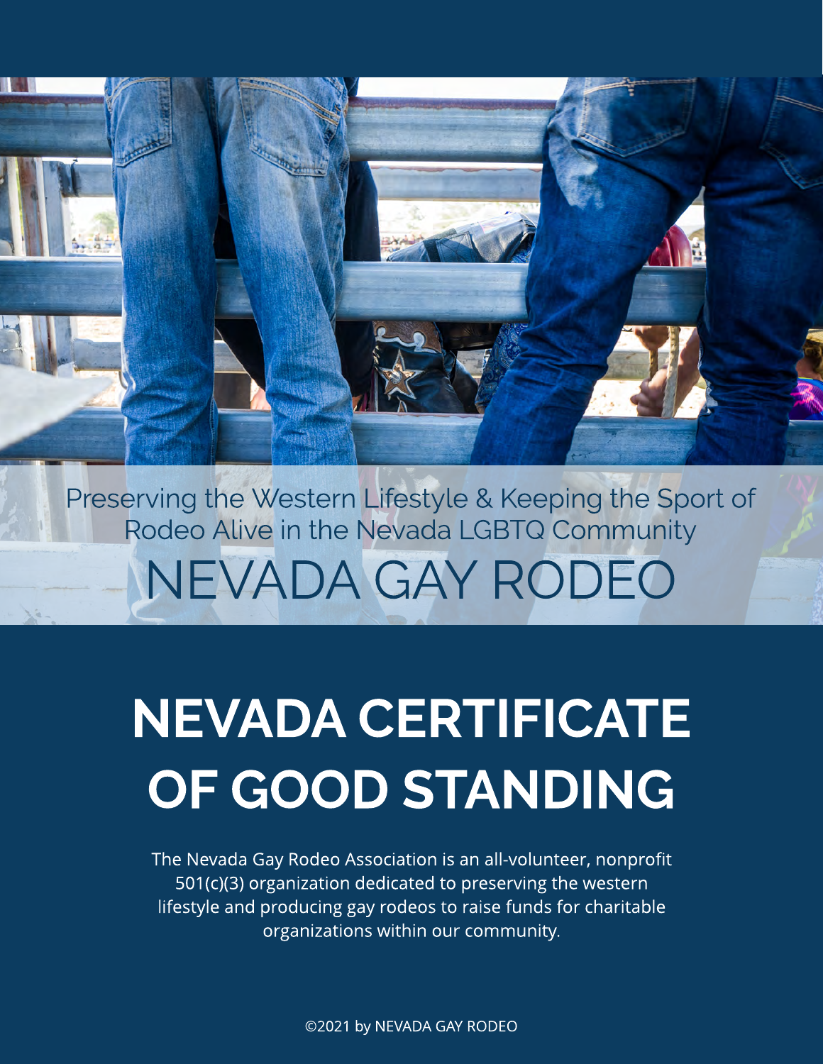Preserving the Western Lifestyle & Keeping the Sport of Rodeo Alive in the Nevada LGBTQ Community

NEVADA GAY RODEO

# NEVADA CERTIFICATE OF GOOD STANDING

The Nevada Gay Rodeo Association is an all-volunteer, nonprofit 501(c)(3) organization dedicated to preserving the western lifestyle and producing gay rodeos to raise funds for charitable organizations within our community.

©2021 by NEVADA GAY RODEO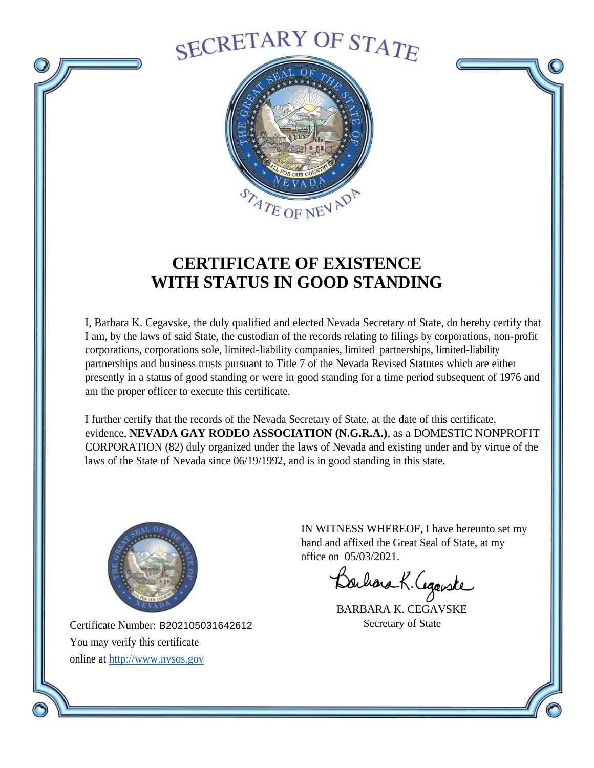SECRETARY OF STATE

STATE OF NEVADA

# CERTIFICATE OF EXISTENCE WITH STATUS IN GOOD STANDING

I, Barbara K. Cegavske, the duly qualified and elected Nevada Secretary of State, do hereby certify that I am, by the laws of said State, the custodian of the records relating to filings by corporations, non-profit corporations, corporations sole, limited-liability companies, limited partnerships, limited-liability partnerships and business trusts pursuant to Title 7 of the Nevada Revised Statutes which are either presently in a status of good standing or were in good standing for a time period subsequent of 1976 and am the proper officer to execute this certificate.

I further certify that the records of the Nevada Secretary of State, at the date of this certificate, evidence, **NEVADA GAY RODEO ASSOCIATION (N.G.R.A.)**, as a DOMESTIC NONPROFIT CORPORATION (82) duly organized under the laws of Nevada and existing under and by virtue of the laws of the State of Nevada since 06/19/1992, and is in good standing in this state.

IN WITNESS WHEREOF, I have hereunto set my hand and affixed the Great Seal of State, at my office on 05/03/2021.

BARBARA K. CEGAVSKE
Secretary of State

Certificate Number: B202105031642612
You may verify this certificate online at http://www.nvsos.gov